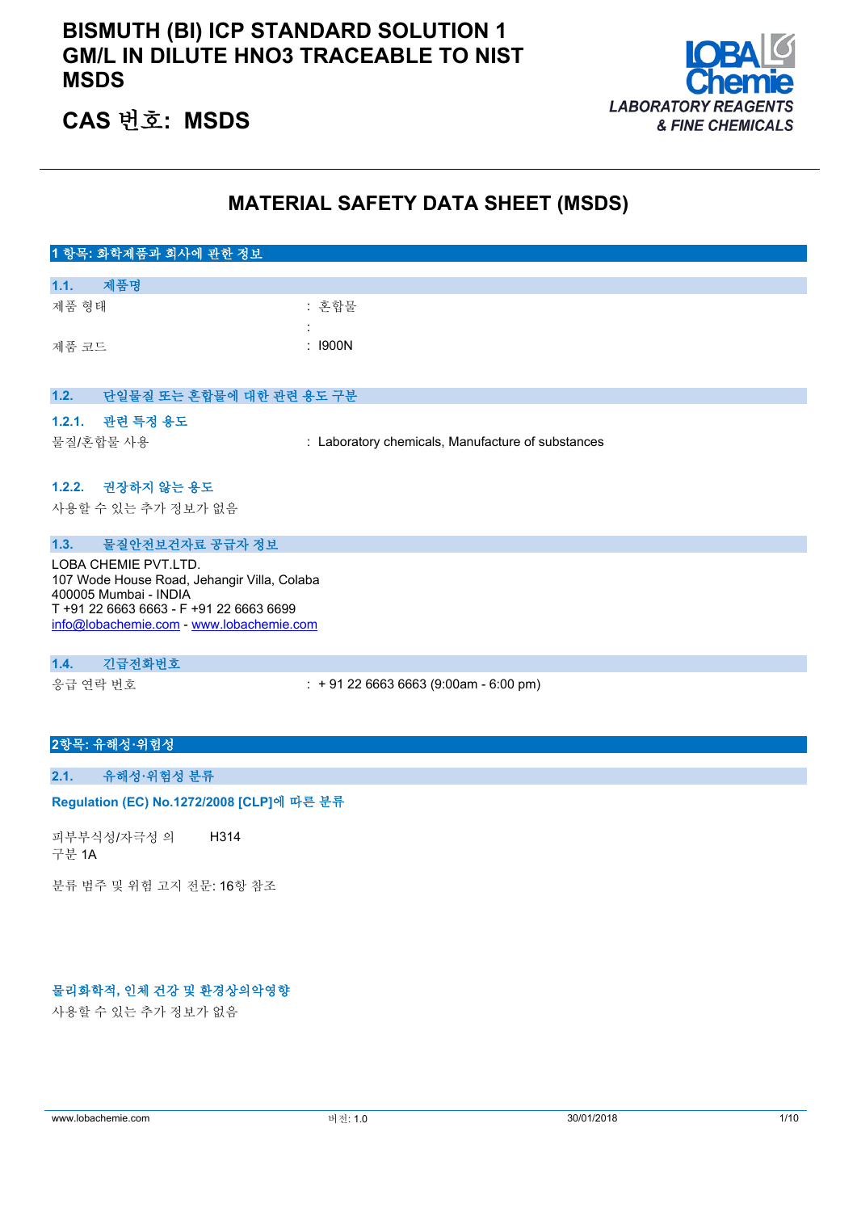# BISMUTH (BI) ICP STANDARD SOLUTION 1 GM/L IN DILUTE HNO3 TRACEABLE TO NIST MSDS

## CAS 번호: MSDS

LOBA Chemie
LABORATORY REAGENTS & FINE CHEMICALS

# MATERIAL SAFETY DATA SHEET (MSDS)

## 1 항목: 화학제품과 회사에 관한 정보

### 1.1. 제품명

| | |
|---|---|
| 제품 형태 | : 혼합물 |
| | : |
| 제품 코드 | : I900N |

### 1.2. 단일물질 또는 혼합물에 대한 관련 용도 구분

#### 1.2.1. 관련 특정 용도

| | |
|---|---|
| 물질/혼합물 사용 | : Laboratory chemicals, Manufacture of substances |

#### 1.2.2. 권장하지 않는 용도

사용할 수 있는 추가 정보가 없음

### 1.3. 물질안전보건자료 공급자 정보

LOBA CHEMIE PVT.LTD.
107 Wode House Road, Jehangir Villa, Colaba
400005 Mumbai - INDIA
T +91 22 6663 6663 - F +91 22 6663 6699
info@lobachemie.com - www.lobachemie.com

### 1.4. 긴급전화번호

| | |
|---|---|
| 응급 연락 번호 | : + 91 22 6663 6663 (9:00am - 6:00 pm) |

## 2항목: 유해성·위험성

### 2.1. 유해성·위험성 분류

**Regulation (EC) No.1272/2008 [CLP]에 따른 분류**

| | |
|---|---|
| 피부부식성/자극성 의 구분 1A | H314 |

분류 범주 및 위험 고지 전문: 16항 참조

**물리화학적, 인체 건강 및 환경상의악영향**

사용할 수 있는 추가 정보가 없음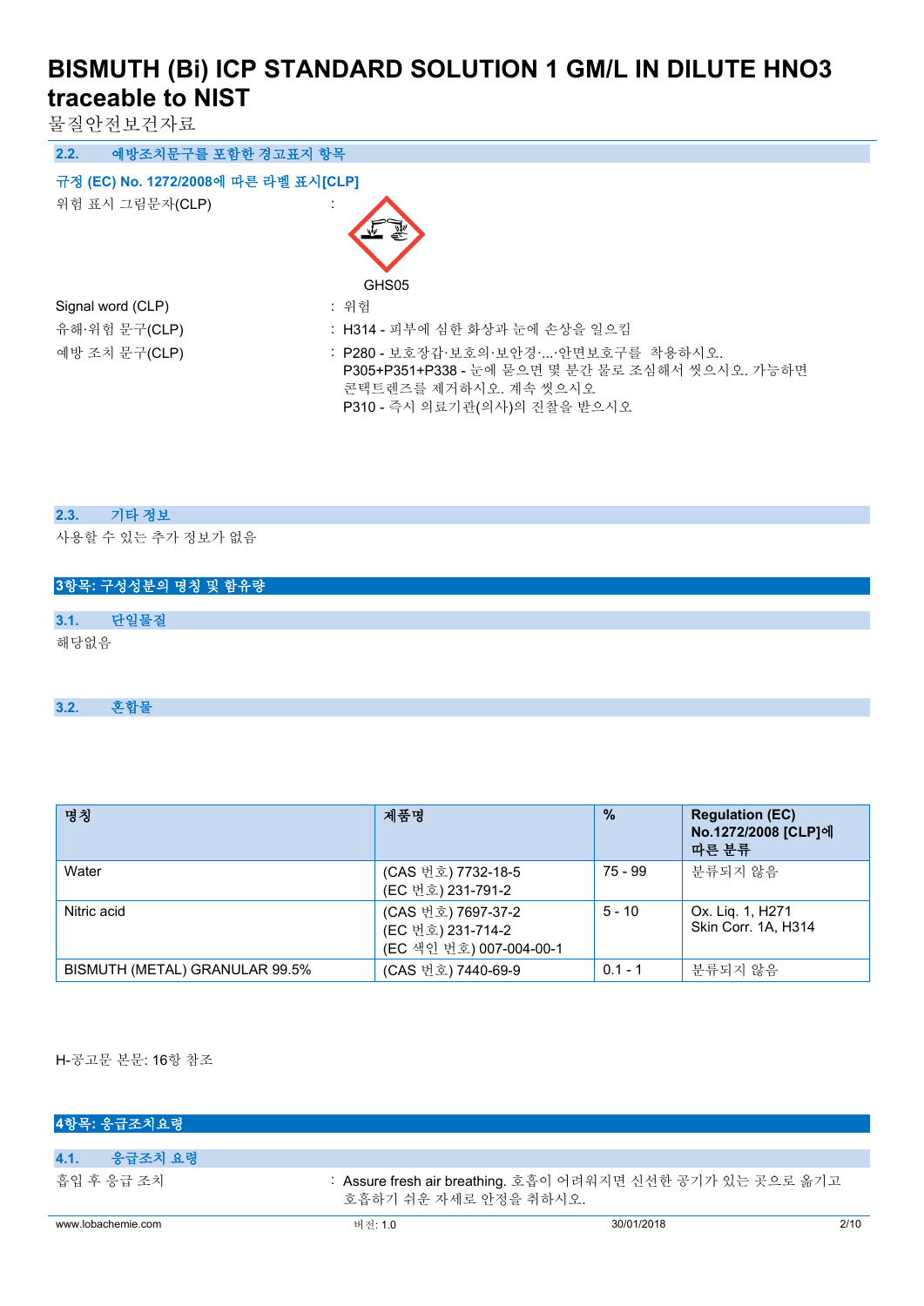## 2.2. 예방조치문구를 포함한 경고표지 항목

### 규정 (EC) No. 1272/2008에 따른 라벨 표시[CLP]

| | |
|---|---|
| 위험 표시 그림문자(CLP) | : GHS05 |
| Signal word (CLP) | : 위험 |
| 유해·위험 문구(CLP) | : H314 - 피부에 심한 화상과 눈에 손상을 일으킴 |
| 예방 조치 문구(CLP) | : P280 - 보호장갑·보호의·보안경·...·안면보호구를 착용하시오.<br>P305+P351+P338 - 눈에 묻으면 몇 분간 물로 조심해서 씻으시오. 가능하면 콘택트렌즈를 제거하시오. 계속 씻으시오<br>P310 - 즉시 의료기관(의사)의 진찰을 받으시오 |

## 2.3. 기타 정보

사용할 수 있는 추가 정보가 없음

# 3항목: 구성성분의 명칭 및 함유량

## 3.1. 단일물질

해당없음

## 3.2. 혼합물

| 명칭 | 제품명 | % | Regulation (EC) No.1272/2008 [CLP]에 따른 분류 |
|---|---|---|---|
| Water | (CAS 번호) 7732-18-5<br>(EC 번호) 231-791-2 | 75 - 99 | 분류되지 않음 |
| Nitric acid | (CAS 번호) 7697-37-2<br>(EC 번호) 231-714-2<br>(EC 색인 번호) 007-004-00-1 | 5 - 10 | Ox. Liq. 1, H271<br>Skin Corr. 1A, H314 |
| BISMUTH (METAL) GRANULAR 99.5% | (CAS 번호) 7440-69-9 | 0.1 - 1 | 분류되지 않음 |

H-공고문 본문: 16항 참조

# 4항목: 응급조치요령

## 4.1. 응급조치 요령

흡입 후 응급 조치 : Assure fresh air breathing. 호흡이 어려워지면 신선한 공기가 있는 곳으로 옮기고 호흡하기 쉬운 자세로 안정을 취하시오.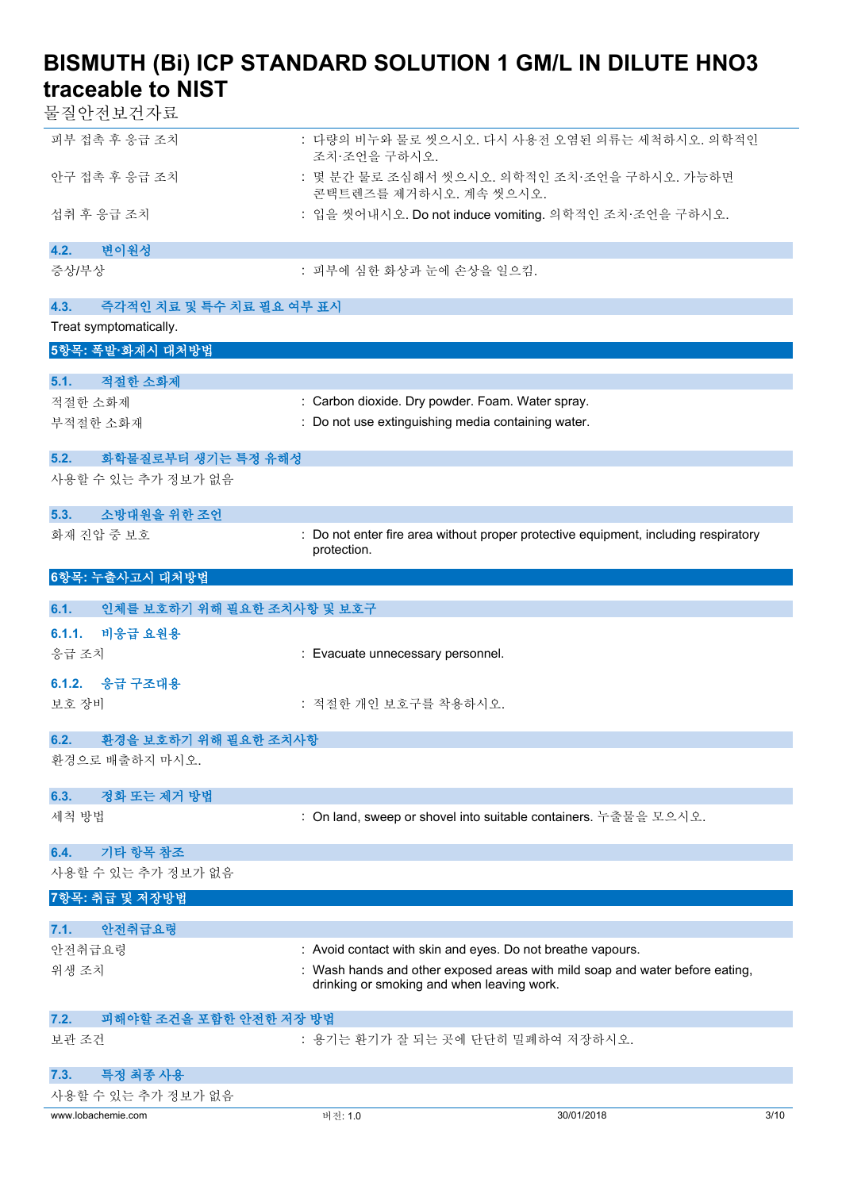피부 접촉 후 응급 조치 : 다량의 비누와 물로 씻으시오. 다시 사용전 오염된 의류는 세척하시오. 의학적인 조치·조언을 구하시오.

안구 접촉 후 응급 조치 : 몇 분간 물로 조심해서 씻으시오. 의학적인 조치·조언을 구하시오. 가능하면 콘택트렌즈를 제거하시오. 계속 씻으시오.

섭취 후 응급 조치 : 입을 씻어내시오. Do not induce vomiting. 의학적인 조치·조언을 구하시오.

### 4.2. 변이원성

증상/부상 : 피부에 심한 화상과 눈에 손상을 일으킴.

### 4.3. 즉각적인 치료 및 특수 치료 필요 여부 표시

Treat symptomatically.

## 5항목: 폭발·화재시 대처방법

### 5.1. 적절한 소화제

적절한 소화제 : Carbon dioxide. Dry powder. Foam. Water spray.

부적절한 소화제 : Do not use extinguishing media containing water.

### 5.2. 화학물질로부터 생기는 특정 유해성

사용할 수 있는 추가 정보가 없음

### 5.3. 소방대원을 위한 조언

화재 진압 중 보호 : Do not enter fire area without proper protective equipment, including respiratory protection.

## 6항목: 누출사고시 대처방법

### 6.1. 인체를 보호하기 위해 필요한 조치사항 및 보호구

#### 6.1.1. 비응급 요원용

응급 조치 : Evacuate unnecessary personnel.

#### 6.1.2. 응급 구조대용

보호 장비 : 적절한 개인 보호구를 착용하시오.

### 6.2. 환경을 보호하기 위해 필요한 조치사항

환경으로 배출하지 마시오.

### 6.3. 정화 또는 제거 방법

세척 방법 : On land, sweep or shovel into suitable containers. 누출물을 모으시오.

### 6.4. 기타 항목 참조

사용할 수 있는 추가 정보가 없음

## 7항목: 취급 및 저장방법

### 7.1. 안전취급요령

안전취급요령 : Avoid contact with skin and eyes. Do not breathe vapours.

위생 조치 : Wash hands and other exposed areas with mild soap and water before eating, drinking or smoking and when leaving work.

### 7.2. 피해야할 조건을 포함한 안전한 저장 방법

보관 조건 : 용기는 환기가 잘 되는 곳에 단단히 밀폐하여 저장하시오.

### 7.3. 특정 최종 사용

사용할 수 있는 추가 정보가 없음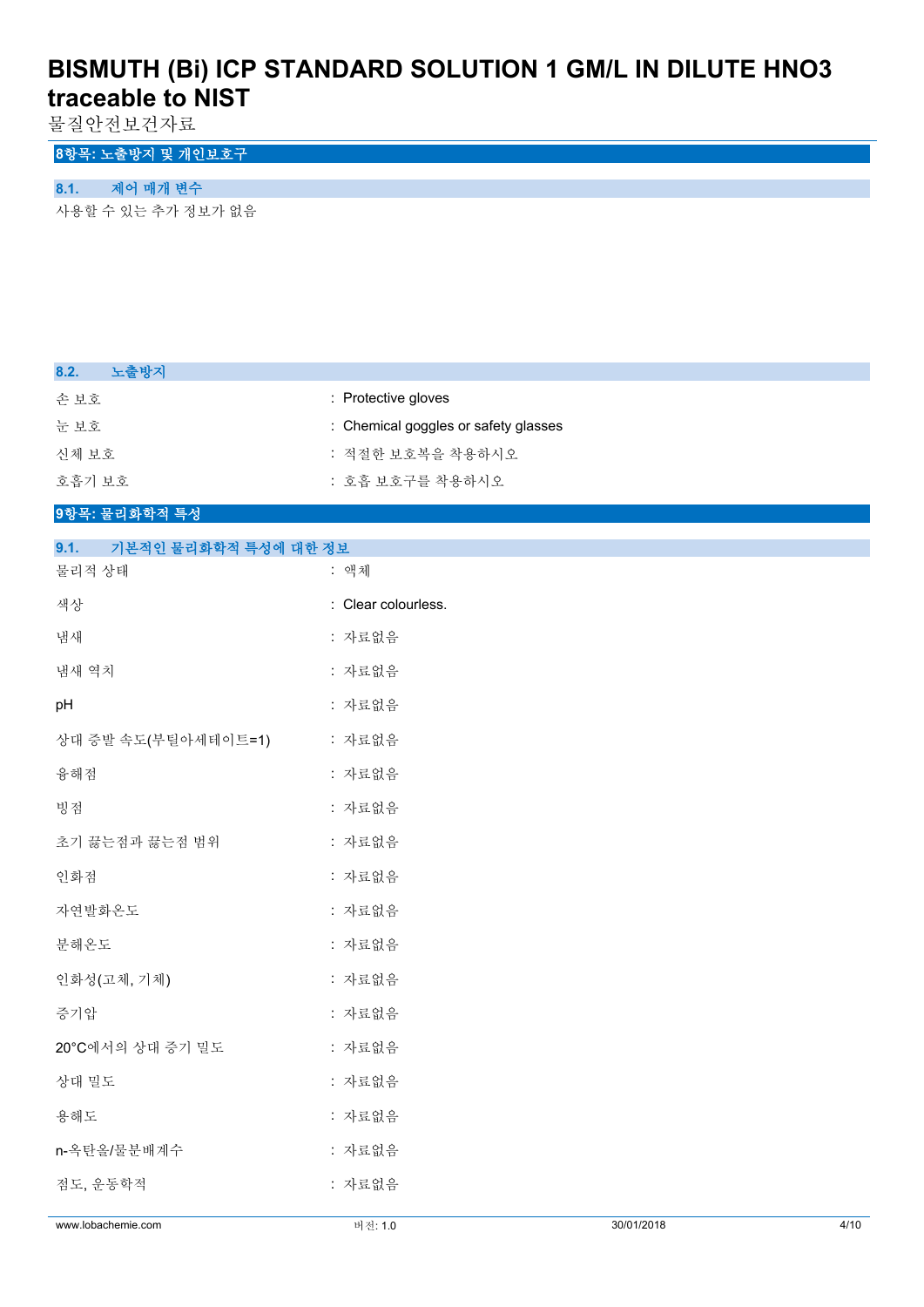## 8항목: 노출방지 및 개인보호구

### 8.1. 제어 매개 변수

사용할 수 있는 추가 정보가 없음

### 8.2. 노출방지

| | |
|---|---|
| 손 보호 | : Protective gloves |
| 눈 보호 | : Chemical goggles or safety glasses |
| 신체 보호 | : 적절한 보호복을 착용하시오 |
| 호흡기 보호 | : 호흡 보호구를 착용하시오 |

## 9항목: 물리화학적 특성

### 9.1. 기본적인 물리화학적 특성에 대한 정보

| | |
|---|---|
| 물리적 상태 | : 액체 |
| 색상 | : Clear colourless. |
| 냄새 | : 자료없음 |
| 냄새 역치 | : 자료없음 |
| pH | : 자료없음 |
| 상대 증발 속도(부틸아세테이트=1) | : 자료없음 |
| 융해점 | : 자료없음 |
| 빙점 | : 자료없음 |
| 초기 끓는점과 끓는점 범위 | : 자료없음 |
| 인화점 | : 자료없음 |
| 자연발화온도 | : 자료없음 |
| 분해온도 | : 자료없음 |
| 인화성(고체, 기체) | : 자료없음 |
| 증기압 | : 자료없음 |
| 20°C에서의 상대 증기 밀도 | : 자료없음 |
| 상대 밀도 | : 자료없음 |
| 용해도 | : 자료없음 |
| n-옥탄올/물분배계수 | : 자료없음 |
| 점도, 운동학적 | : 자료없음 |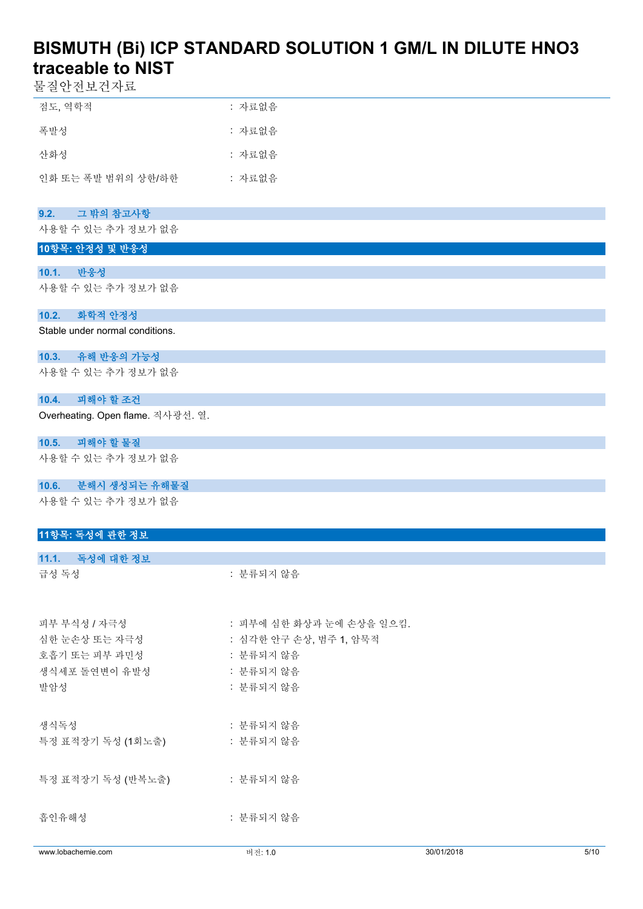| | |
|---|---|
| 점도, 역학적 | : 자료없음 |
| 폭발성 | : 자료없음 |
| 산화성 | : 자료없음 |
| 인화 또는 폭발 범위의 상한/하한 | : 자료없음 |

### 9.2. 그 밖의 참고사항

사용할 수 있는 추가 정보가 없음

## 10항목: 안정성 및 반응성

### 10.1. 반응성

사용할 수 있는 추가 정보가 없음

### 10.2. 화학적 안정성

Stable under normal conditions.

### 10.3. 유해 반응의 가능성

사용할 수 있는 추가 정보가 없음

### 10.4. 피해야 할 조건

Overheating. Open flame. 직사광선. 열.

### 10.5. 피해야 할 물질

사용할 수 있는 추가 정보가 없음

### 10.6. 분해시 생성되는 유해물질

사용할 수 있는 추가 정보가 없음

## 11항목: 독성에 관한 정보

### 11.1. 독성에 대한 정보

| | |
|---|---|
| 급성 독성 | : 분류되지 않음 |
| 피부 부식성 / 자극성 | : 피부에 심한 화상과 눈에 손상을 일으킴. |
| 심한 눈손상 또는 자극성 | : 심각한 안구 손상, 범주 1, 암묵적 |
| 호흡기 또는 피부 과민성 | : 분류되지 않음 |
| 생식세포 돌연변이 유발성 | : 분류되지 않음 |
| 발암성 | : 분류되지 않음 |
| 생식독성 | : 분류되지 않음 |
| 특정 표적장기 독성 (1회노출) | : 분류되지 않음 |
| 특정 표적장기 독성 (반복노출) | : 분류되지 않음 |
| 흡인유해성 | : 분류되지 않음 |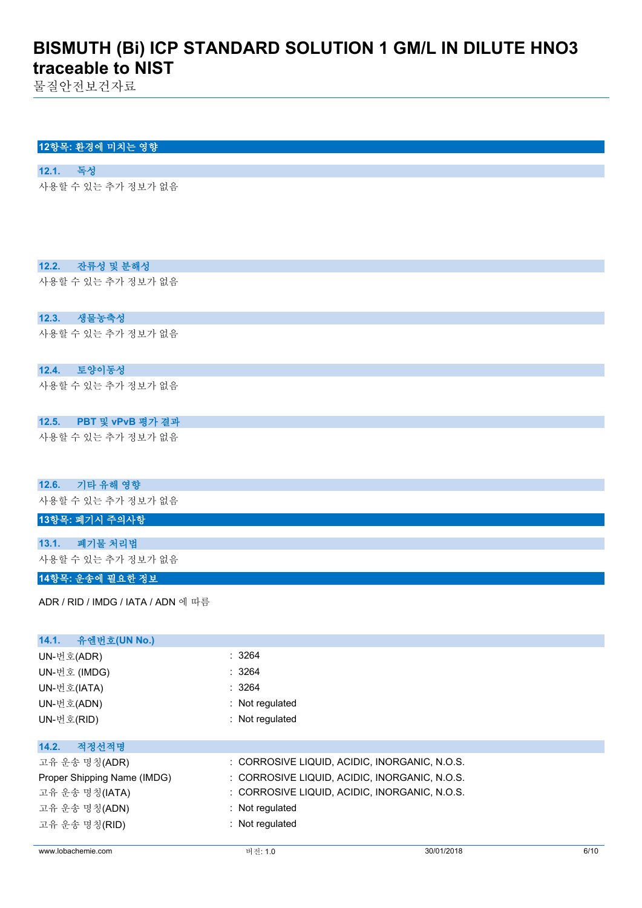## 12항목: 환경에 미치는 영향

### 12.1. 독성

사용할 수 있는 추가 정보가 없음

### 12.2. 잔류성 및 분해성

사용할 수 있는 추가 정보가 없음

### 12.3. 생물농축성

사용할 수 있는 추가 정보가 없음

### 12.4. 토양이동성

사용할 수 있는 추가 정보가 없음

### 12.5. PBT 및 vPvB 평가 결과

사용할 수 있는 추가 정보가 없음

### 12.6. 기타 유해 영향

사용할 수 있는 추가 정보가 없음

## 13항목: 폐기시 주의사항

### 13.1. 폐기물 처리법

사용할 수 있는 추가 정보가 없음

## 14항목: 운송에 필요한 정보

ADR / RID / IMDG / IATA / ADN 에 따름

### 14.1. 유엔번호(UN No.)

| | |
|---|---|
| UN-번호(ADR) | : 3264 |
| UN-번호 (IMDG) | : 3264 |
| UN-번호(IATA) | : 3264 |
| UN-번호(ADN) | : Not regulated |
| UN-번호(RID) | : Not regulated |

### 14.2. 적정선적명

| | |
|---|---|
| 고유 운송 명칭(ADR) | : CORROSIVE LIQUID, ACIDIC, INORGANIC, N.O.S. |
| Proper Shipping Name (IMDG) | : CORROSIVE LIQUID, ACIDIC, INORGANIC, N.O.S. |
| 고유 운송 명칭(IATA) | : CORROSIVE LIQUID, ACIDIC, INORGANIC, N.O.S. |
| 고유 운송 명칭(ADN) | : Not regulated |
| 고유 운송 명칭(RID) | : Not regulated |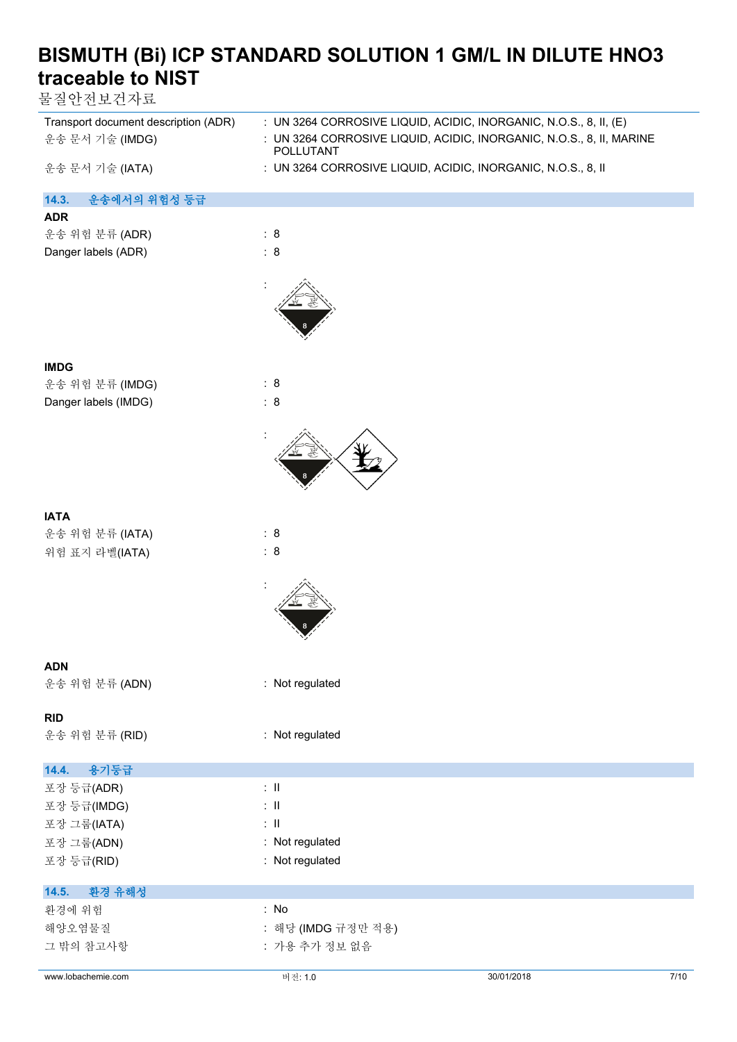| | |
|---|---|
| Transport document description (ADR) | : UN 3264 CORROSIVE LIQUID, ACIDIC, INORGANIC, N.O.S., 8, II, (E) |
| 운송 문서 기술 (IMDG) | : UN 3264 CORROSIVE LIQUID, ACIDIC, INORGANIC, N.O.S., 8, II, MARINE POLLUTANT |
| 운송 문서 기술 (IATA) | : UN 3264 CORROSIVE LIQUID, ACIDIC, INORGANIC, N.O.S., 8, II |

## 14.3. 운송에서의 위험성 등급

**ADR**

| | |
|---|---|
| 운송 위험 분류 (ADR) | : 8 |
| Danger labels (ADR) | : 8 |

**IMDG**

| | |
|---|---|
| 운송 위험 분류 (IMDG) | : 8 |
| Danger labels (IMDG) | : 8 |

**IATA**

| | |
|---|---|
| 운송 위험 분류 (IATA) | : 8 |
| 위험 표지 라벨(IATA) | : 8 |

**ADN**

| | |
|---|---|
| 운송 위험 분류 (ADN) | : Not regulated |

**RID**

| | |
|---|---|
| 운송 위험 분류 (RID) | : Not regulated |

## 14.4. 용기등급

| | |
|---|---|
| 포장 등급(ADR) | : II |
| 포장 등급(IMDG) | : II |
| 포장 그룹(IATA) | : II |
| 포장 그룹(ADN) | : Not regulated |
| 포장 등급(RID) | : Not regulated |

## 14.5. 환경 유해성

| | |
|---|---|
| 환경에 위험 | : No |
| 해양오염물질 | : 해당 (IMDG 규정만 적용) |
| 그 밖의 참고사항 | : 가용 추가 정보 없음 |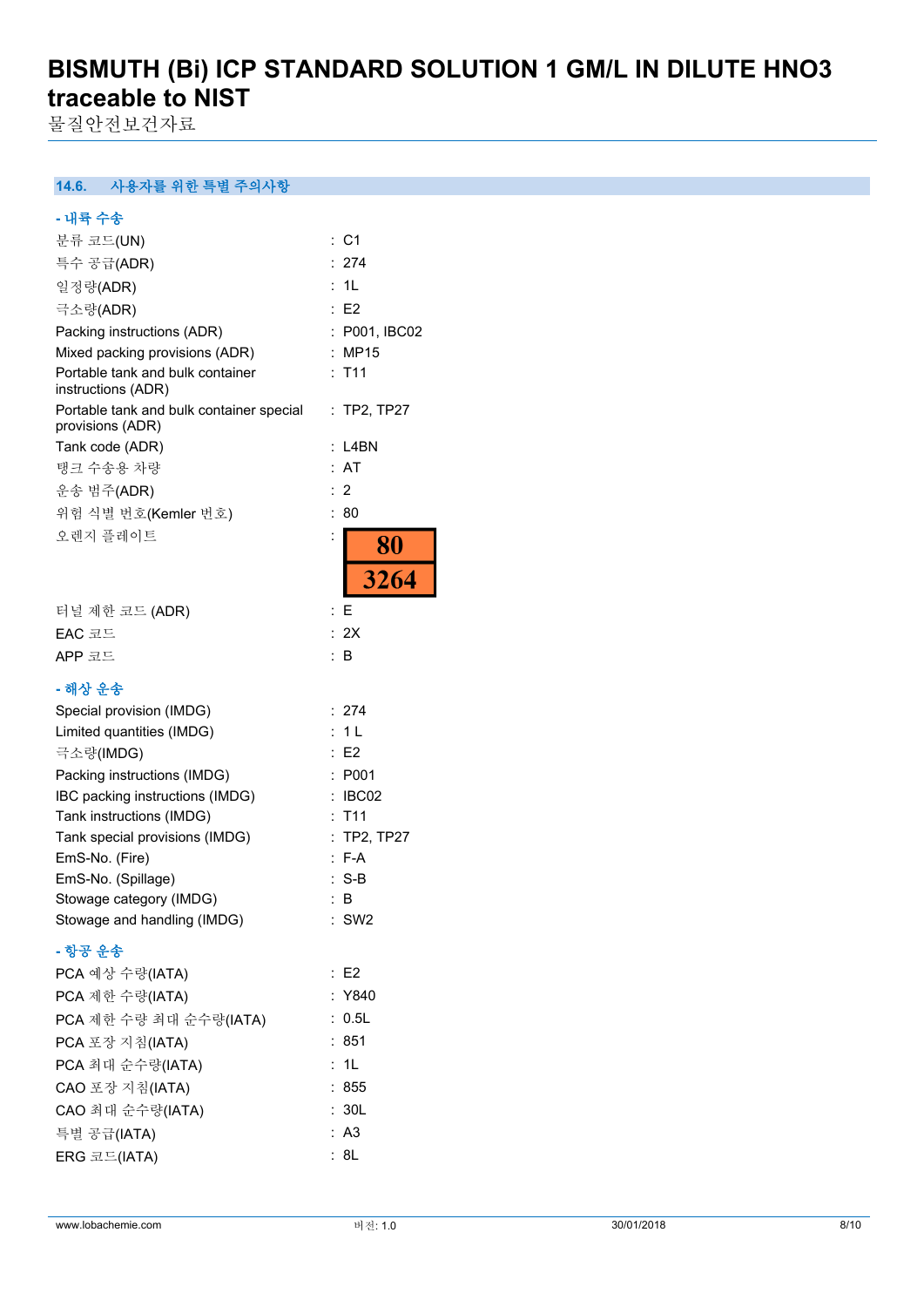## 14.6. 사용자를 위한 특별 주의사항

### - 내륙 수송

| | |
|---|---|
| 분류 코드(UN) | : C1 |
| 특수 공급(ADR) | : 274 |
| 일정량(ADR) | : 1L |
| 극소량(ADR) | : E2 |
| Packing instructions (ADR) | : P001, IBC02 |
| Mixed packing provisions (ADR) | : MP15 |
| Portable tank and bulk container instructions (ADR) | : T11 |
| Portable tank and bulk container special provisions (ADR) | : TP2, TP27 |
| Tank code (ADR) | : L4BN |
| 탱크 수송용 차량 | : AT |
| 운송 범주(ADR) | : 2 |
| 위험 식별 번호(Kemler 번호) | : 80 |
| 오렌지 플레이트 | : 80 / 3264 |
| 터널 제한 코드 (ADR) | : E |
| EAC 코드 | : 2X |
| APP 코드 | : B |

### - 해상 운송

| | |
|---|---|
| Special provision (IMDG) | : 274 |
| Limited quantities (IMDG) | : 1 L |
| 극소량(IMDG) | : E2 |
| Packing instructions (IMDG) | : P001 |
| IBC packing instructions (IMDG) | : IBC02 |
| Tank instructions (IMDG) | : T11 |
| Tank special provisions (IMDG) | : TP2, TP27 |
| EmS-No. (Fire) | : F-A |
| EmS-No. (Spillage) | : S-B |
| Stowage category (IMDG) | : B |
| Stowage and handling (IMDG) | : SW2 |

### - 항공 운송

| | |
|---|---|
| PCA 예상 수량(IATA) | : E2 |
| PCA 제한 수량(IATA) | : Y840 |
| PCA 제한 수량 최대 순수량(IATA) | : 0.5L |
| PCA 포장 지침(IATA) | : 851 |
| PCA 최대 순수량(IATA) | : 1L |
| CAO 포장 지침(IATA) | : 855 |
| CAO 최대 순수량(IATA) | : 30L |
| 특별 공급(IATA) | : A3 |
| ERG 코드(IATA) | : 8L |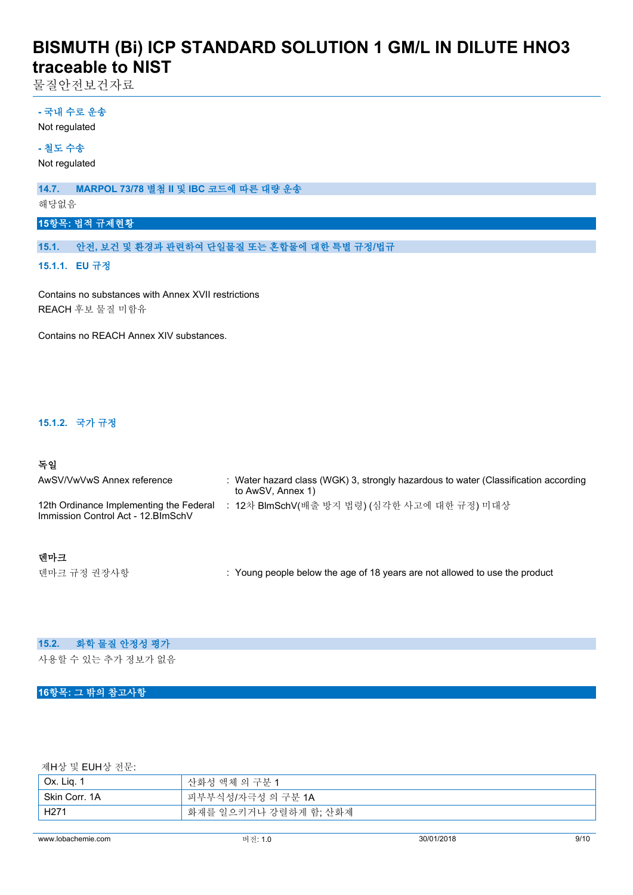**- 국내 수로 운송**

Not regulated

**- 철도 수송**

Not regulated

### 14.7. MARPOL 73/78 별첨 II 및 IBC 코드에 따른 대량 운송

해당없음

## 15항목: 법적 규제현황

### 15.1. 안전, 보건 및 환경과 관련하여 단일물질 또는 혼합물에 대한 특별 규정/법규

#### 15.1.1. EU 규정

Contains no substances with Annex XVII restrictions
REACH 후보 물질 미함유

Contains no REACH Annex XIV substances.

#### 15.1.2. 국가 규정

**독일**

| | |
|---|---|
| AwSV/VwVwS Annex reference | : Water hazard class (WGK) 3, strongly hazardous to water (Classification according to AwSV, Annex 1) |
| 12th Ordinance Implementing the Federal Immission Control Act - 12.BImSchV | : 12차 BImSchV(배출 방지 법령) (심각한 사고에 대한 규정) 미대상 |

**덴마크**

| | |
|---|---|
| 덴마크 규정 권장사항 | : Young people below the age of 18 years are not allowed to use the product |

### 15.2. 화학 물질 안정성 평가

사용할 수 있는 추가 정보가 없음

## 16항목: 그 밖의 참고사항

제H상 및 EUH상 전문:

| | |
|---|---|
| Ox. Liq. 1 | 산화성 액체 의 구분 1 |
| Skin Corr. 1A | 피부부식성/자극성 의 구분 1A |
| H271 | 화재를 일으키거나 강렬하게 함; 산화제 |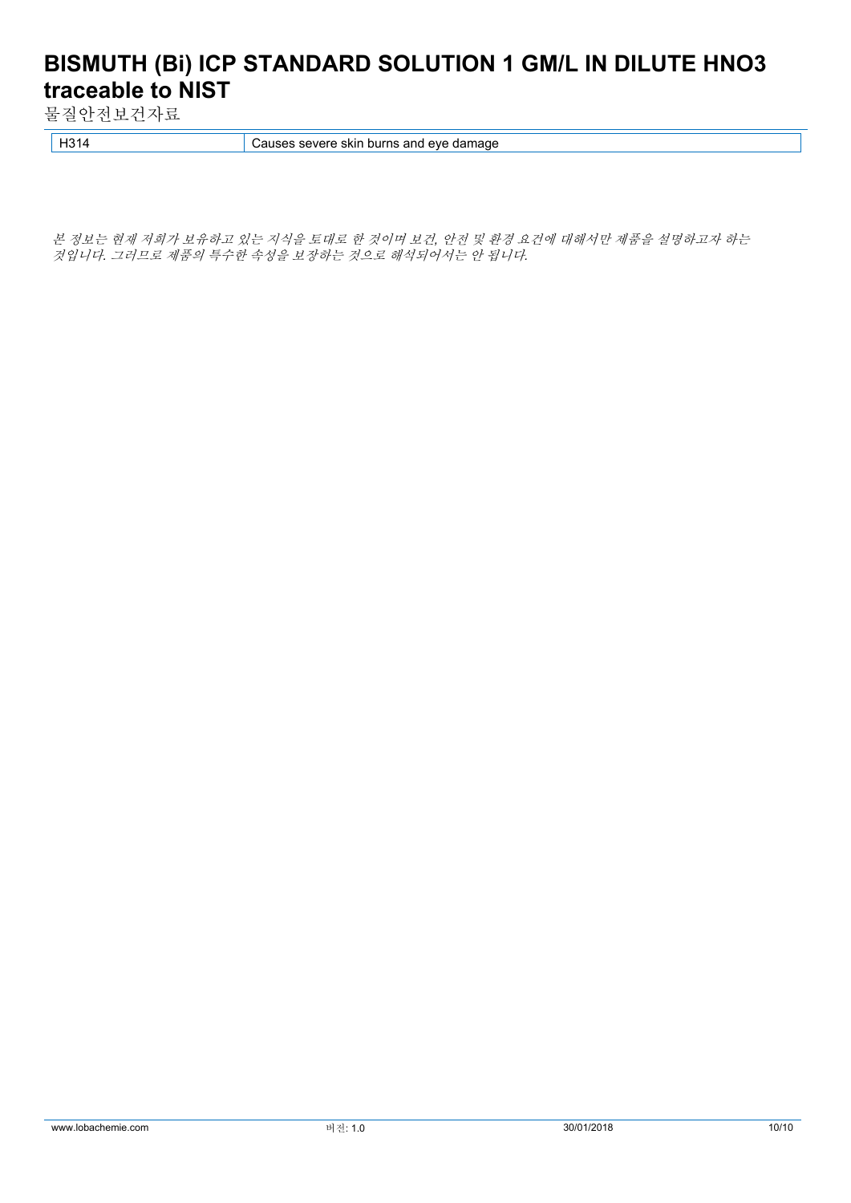| | |
|---|---|
| H314 | Causes severe skin burns and eye damage |

*본 정보는 현재 저희가 보유하고 있는 지식을 토대로 한 것이며 보건, 안전 및 환경 요건에 대해서만 제품을 설명하고자 하는 것입니다. 그러므로 제품의 특수한 속성을 보장하는 것으로 해석되어서는 안 됩니다.*